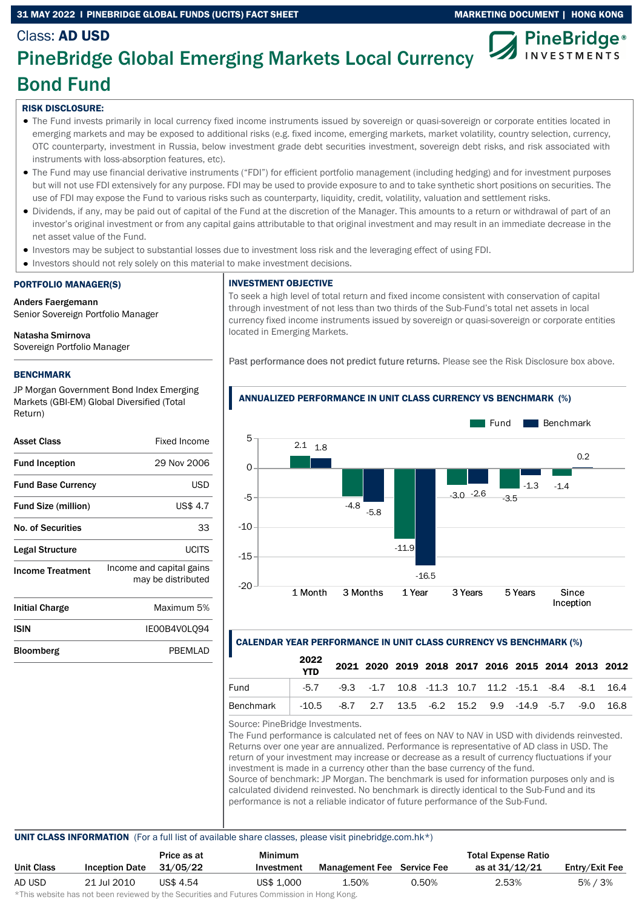Class: **AD USD**

# PineBridge Global Emerging Markets Local Currency Bond Fund

PineBridge INVESTMENTS

**RISK DISCLOSURE:**

- The Fund invests primarily in local currency fixed income instruments issued by sovereign or quasi-sovereign or corporate entities located in emerging markets and may be exposed to additional risks (e.g. fixed income, emerging markets, market volatility, country selection, currency, OTC counterparty, investment in Russia, below investment grade debt securities investment, sovereign debt risks, and risk associated with instruments with loss-absorption features, etc).
- The Fund may use financial derivative instruments ("FDI") for efficient portfolio management (including hedging) and for investment purposes but will not use FDI extensively for any purpose. FDI may be used to provide exposure to and to take synthetic short positions on securities. The use of FDI may expose the Fund to various risks such as counterparty, liquidity, credit, volatility, valuation and settlement risks.
- Dividends, if any, may be paid out of capital of the Fund at the discretion of the Manager. This amounts to a return or withdrawal of part of an investor's original investment or from any capital gains attributable to that original investment and may result in an immediate decrease in the net asset value of the Fund.
- Investors may be subject to substantial losses due to investment loss risk and the leveraging effect of using FDI.
- Investors should not rely solely on this material to make investment decisions.

## PORTFOLIO MANAGER(S)

**Anders Faergemann**
Senior Sovereign Portfolio Manager

**Natasha Smirnova**
Sovereign Portfolio Manager

## BENCHMARK

JP Morgan Government Bond Index Emerging Markets (GBI-EM) Global Diversified (Total Return)

| | |
|---|---|
| **Asset Class** | Fixed Income |
| **Fund Inception** | 29 Nov 2006 |
| **Fund Base Currency** | USD |
| **Fund Size (million)** | US$ 4.7 |
| **No. of Securities** | 33 |
| **Legal Structure** | UCITS |
| **Income Treatment** | Income and capital gains may be distributed |
| **Initial Charge** | Maximum 5% |
| **ISIN** | IE00B4V0LQ94 |
| **Bloomberg** | PBEMLAD |

## INVESTMENT OBJECTIVE

To seek a high level of total return and fixed income consistent with conservation of capital through investment of not less than two thirds of the Sub-Fund's total net assets in local currency fixed income instruments issued by sovereign or quasi-sovereign or corporate entities located in Emerging Markets.

Past performance does not predict future returns. Please see the Risk Disclosure box above.

## ANNUALIZED PERFORMANCE IN UNIT CLASS CURRENCY VS BENCHMARK (%)

| | 1 Month | 3 Months | 1 Year | 3 Years | 5 Years | Since Inception |
|---|---|---|---|---|---|---|
| Fund | 2.1 | -4.8 | -11.9 | -3.0 | -3.5 | -1.4 |
| Benchmark | 1.8 | -5.8 | -16.5 | -2.6 | -1.3 | 0.2 |

## CALENDAR YEAR PERFORMANCE IN UNIT CLASS CURRENCY VS BENCHMARK (%)

| | 2022 YTD | 2021 | 2020 | 2019 | 2018 | 2017 | 2016 | 2015 | 2014 | 2013 | 2012 |
|---|---|---|---|---|---|---|---|---|---|---|---|
| Fund | -5.7 | -9.3 | -1.7 | 10.8 | -11.3 | 10.7 | 11.2 | -15.1 | -8.4 | -8.1 | 16.4 |
| Benchmark | -10.5 | -8.7 | 2.7 | 13.5 | -6.2 | 15.2 | 9.9 | -14.9 | -5.7 | -9.0 | 16.8 |

Source: PineBridge Investments.
The Fund performance is calculated net of fees on NAV to NAV in USD with dividends reinvested. Returns over one year are annualized. Performance is representative of AD class in USD. The return of your investment may increase or decrease as a result of currency fluctuations if your investment is made in a currency other than the base currency of the fund.
Source of benchmark: JP Morgan. The benchmark is used for information purposes only and is calculated dividend reinvested. No benchmark is directly identical to the Sub-Fund and its performance is not a reliable indicator of future performance of the Sub-Fund.

## UNIT CLASS INFORMATION

(For a full list of available share classes, please visit pinebridge.com.hk*)

| Unit Class | Inception Date | Price as at 31/05/22 | Minimum Investment | Management Fee | Service Fee | Total Expense Ratio as at 31/12/21 | Entry/Exit Fee |
|---|---|---|---|---|---|---|---|
| AD USD | 21 Jul 2010 | US$ 4.54 | US$ 1,000 | 1.50% | 0.50% | 2.53% | 5% / 3% |

*This website has not been reviewed by the Securities and Futures Commission in Hong Kong.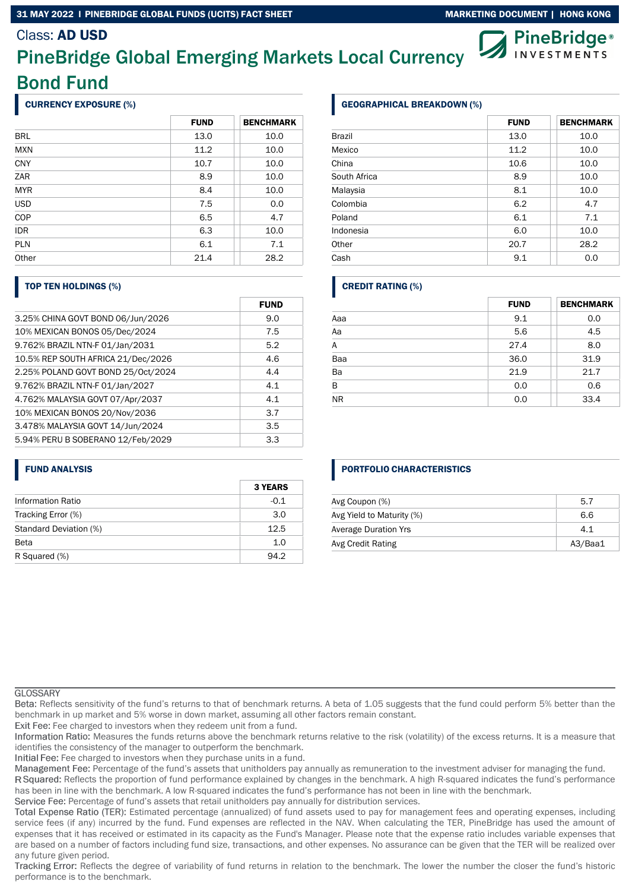Class: **AD USD**

# PineBridge Global Emerging Markets Local Currency Bond Fund

## CURRENCY EXPOSURE (%)

| | FUND | BENCHMARK |
|---|---|---|
| BRL | 13.0 | 10.0 |
| MXN | 11.2 | 10.0 |
| CNY | 10.7 | 10.0 |
| ZAR | 8.9 | 10.0 |
| MYR | 8.4 | 10.0 |
| USD | 7.5 | 0.0 |
| COP | 6.5 | 4.7 |
| IDR | 6.3 | 10.0 |
| PLN | 6.1 | 7.1 |
| Other | 21.4 | 28.2 |

## GEOGRAPHICAL BREAKDOWN (%)

| | FUND | BENCHMARK |
|---|---|---|
| Brazil | 13.0 | 10.0 |
| Mexico | 11.2 | 10.0 |
| China | 10.6 | 10.0 |
| South Africa | 8.9 | 10.0 |
| Malaysia | 8.1 | 10.0 |
| Colombia | 6.2 | 4.7 |
| Poland | 6.1 | 7.1 |
| Indonesia | 6.0 | 10.0 |
| Other | 20.7 | 28.2 |
| Cash | 9.1 | 0.0 |

## TOP TEN HOLDINGS (%)

| | FUND |
|---|---|
| 3.25% CHINA GOVT BOND 06/Jun/2026 | 9.0 |
| 10% MEXICAN BONOS 05/Dec/2024 | 7.5 |
| 9.762% BRAZIL NTN-F 01/Jan/2031 | 5.2 |
| 10.5% REP SOUTH AFRICA 21/Dec/2026 | 4.6 |
| 2.25% POLAND GOVT BOND 25/Oct/2024 | 4.4 |
| 9.762% BRAZIL NTN-F 01/Jan/2027 | 4.1 |
| 4.762% MALAYSIA GOVT 07/Apr/2037 | 4.1 |
| 10% MEXICAN BONOS 20/Nov/2036 | 3.7 |
| 3.478% MALAYSIA GOVT 14/Jun/2024 | 3.5 |
| 5.94% PERU B SOBERANO 12/Feb/2029 | 3.3 |

## CREDIT RATING (%)

| | FUND | BENCHMARK |
|---|---|---|
| Aaa | 9.1 | 0.0 |
| Aa | 5.6 | 4.5 |
| A | 27.4 | 8.0 |
| Baa | 36.0 | 31.9 |
| Ba | 21.9 | 21.7 |
| B | 0.0 | 0.6 |
| NR | 0.0 | 33.4 |

## FUND ANALYSIS

| | 3 YEARS |
|---|---|
| Information Ratio | -0.1 |
| Tracking Error (%) | 3.0 |
| Standard Deviation (%) | 12.5 |
| Beta | 1.0 |
| R Squared (%) | 94.2 |

## PORTFOLIO CHARACTERISTICS

| | |
|---|---|
| Avg Coupon (%) | 5.7 |
| Avg Yield to Maturity (%) | 6.6 |
| Average Duration Yrs | 4.1 |
| Avg Credit Rating | A3/Baa1 |

GLOSSARY

Beta: Reflects sensitivity of the fund's returns to that of benchmark returns. A beta of 1.05 suggests that the fund could perform 5% better than the benchmark in up market and 5% worse in down market, assuming all other factors remain constant.

Exit Fee: Fee charged to investors when they redeem unit from a fund.

Information Ratio: Measures the funds returns above the benchmark returns relative to the risk (volatility) of the excess returns. It is a measure that identifies the consistency of the manager to outperform the benchmark.

Initial Fee: Fee charged to investors when they purchase units in a fund.

Management Fee: Percentage of the fund's assets that unitholders pay annually as remuneration to the investment adviser for managing the fund.

R Squared: Reflects the proportion of fund performance explained by changes in the benchmark. A high R-squared indicates the fund's performance has been in line with the benchmark. A low R-squared indicates the fund's performance has not been in line with the benchmark.

Service Fee: Percentage of fund's assets that retail unitholders pay annually for distribution services.

Total Expense Ratio (TER): Estimated percentage (annualized) of fund assets used to pay for management fees and operating expenses, including service fees (if any) incurred by the fund. Fund expenses are reflected in the NAV. When calculating the TER, PineBridge has used the amount of expenses that it has received or estimated in its capacity as the Fund's Manager. Please note that the expense ratio includes variable expenses that are based on a number of factors including fund size, transactions, and other expenses. No assurance can be given that the TER will be realized over any future given period.

Tracking Error: Reflects the degree of variability of fund returns in relation to the benchmark. The lower the number the closer the fund's historic performance is to the benchmark.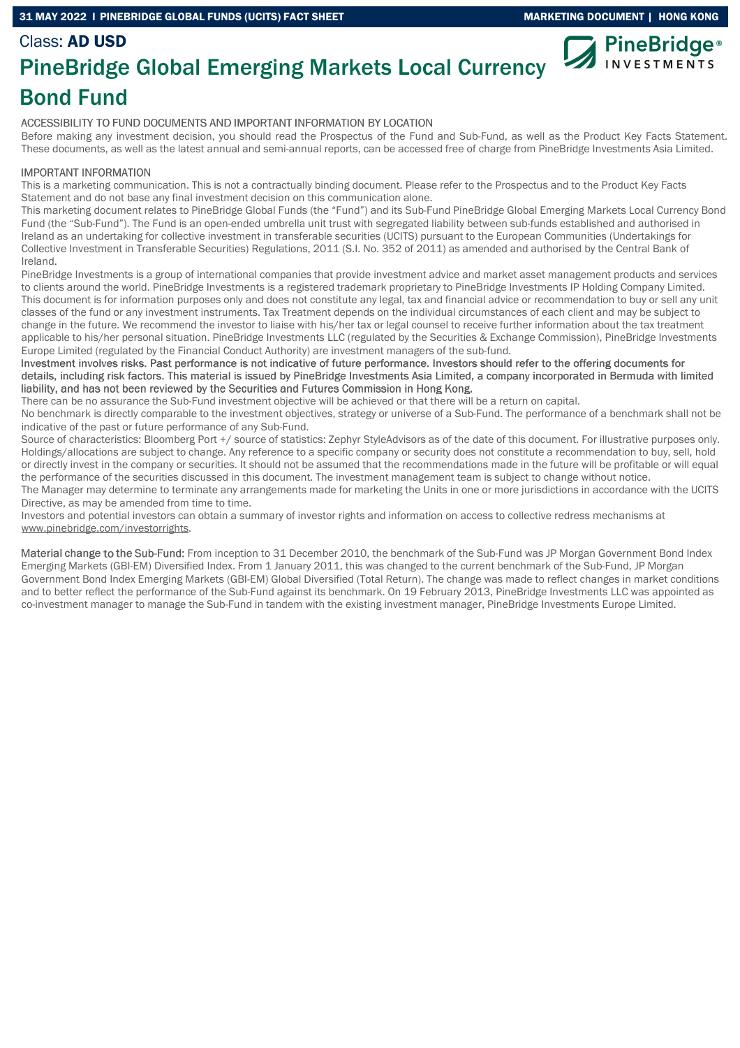Class: **AD USD**

# PineBridge Global Emerging Markets Local Currency Bond Fund

ACCESSIBILITY TO FUND DOCUMENTS AND IMPORTANT INFORMATION BY LOCATION

Before making any investment decision, you should read the Prospectus of the Fund and Sub-Fund, as well as the Product Key Facts Statement. These documents, as well as the latest annual and semi-annual reports, can be accessed free of charge from PineBridge Investments Asia Limited.

IMPORTANT INFORMATION

This is a marketing communication. This is not a contractually binding document. Please refer to the Prospectus and to the Product Key Facts Statement and do not base any final investment decision on this communication alone.

This marketing document relates to PineBridge Global Funds (the "Fund") and its Sub-Fund PineBridge Global Emerging Markets Local Currency Bond Fund (the "Sub-Fund"). The Fund is an open-ended umbrella unit trust with segregated liability between sub-funds established and authorised in Ireland as an undertaking for collective investment in transferable securities (UCITS) pursuant to the European Communities (Undertakings for Collective Investment in Transferable Securities) Regulations, 2011 (S.I. No. 352 of 2011) as amended and authorised by the Central Bank of Ireland.

PineBridge Investments is a group of international companies that provide investment advice and market asset management products and services to clients around the world. PineBridge Investments is a registered trademark proprietary to PineBridge Investments IP Holding Company Limited. This document is for information purposes only and does not constitute any legal, tax and financial advice or recommendation to buy or sell any unit classes of the fund or any investment instruments. Tax Treatment depends on the individual circumstances of each client and may be subject to change in the future. We recommend the investor to liaise with his/her tax or legal counsel to receive further information about the tax treatment applicable to his/her personal situation. PineBridge Investments LLC (regulated by the Securities & Exchange Commission), PineBridge Investments Europe Limited (regulated by the Financial Conduct Authority) are investment managers of the sub-fund.

Investment involves risks. Past performance is not indicative of future performance. Investors should refer to the offering documents for details, including risk factors. This material is issued by PineBridge Investments Asia Limited, a company incorporated in Bermuda with limited liability, and has not been reviewed by the Securities and Futures Commission in Hong Kong.

There can be no assurance the Sub-Fund investment objective will be achieved or that there will be a return on capital.

No benchmark is directly comparable to the investment objectives, strategy or universe of a Sub-Fund. The performance of a benchmark shall not be indicative of the past or future performance of any Sub-Fund.

Source of characteristics: Bloomberg Port +/ source of statistics: Zephyr StyleAdvisors as of the date of this document. For illustrative purposes only. Holdings/allocations are subject to change. Any reference to a specific company or security does not constitute a recommendation to buy, sell, hold or directly invest in the company or securities. It should not be assumed that the recommendations made in the future will be profitable or will equal the performance of the securities discussed in this document. The investment management team is subject to change without notice.

The Manager may determine to terminate any arrangements made for marketing the Units in one or more jurisdictions in accordance with the UCITS Directive, as may be amended from time to time.

Investors and potential investors can obtain a summary of investor rights and information on access to collective redress mechanisms at www.pinebridge.com/investorrights.

Material change to the Sub-Fund: From inception to 31 December 2010, the benchmark of the Sub-Fund was JP Morgan Government Bond Index Emerging Markets (GBI-EM) Diversified Index. From 1 January 2011, this was changed to the current benchmark of the Sub-Fund, JP Morgan Government Bond Index Emerging Markets (GBI-EM) Global Diversified (Total Return). The change was made to reflect changes in market conditions and to better reflect the performance of the Sub-Fund against its benchmark. On 19 February 2013, PineBridge Investments LLC was appointed as co-investment manager to manage the Sub-Fund in tandem with the existing investment manager, PineBridge Investments Europe Limited.